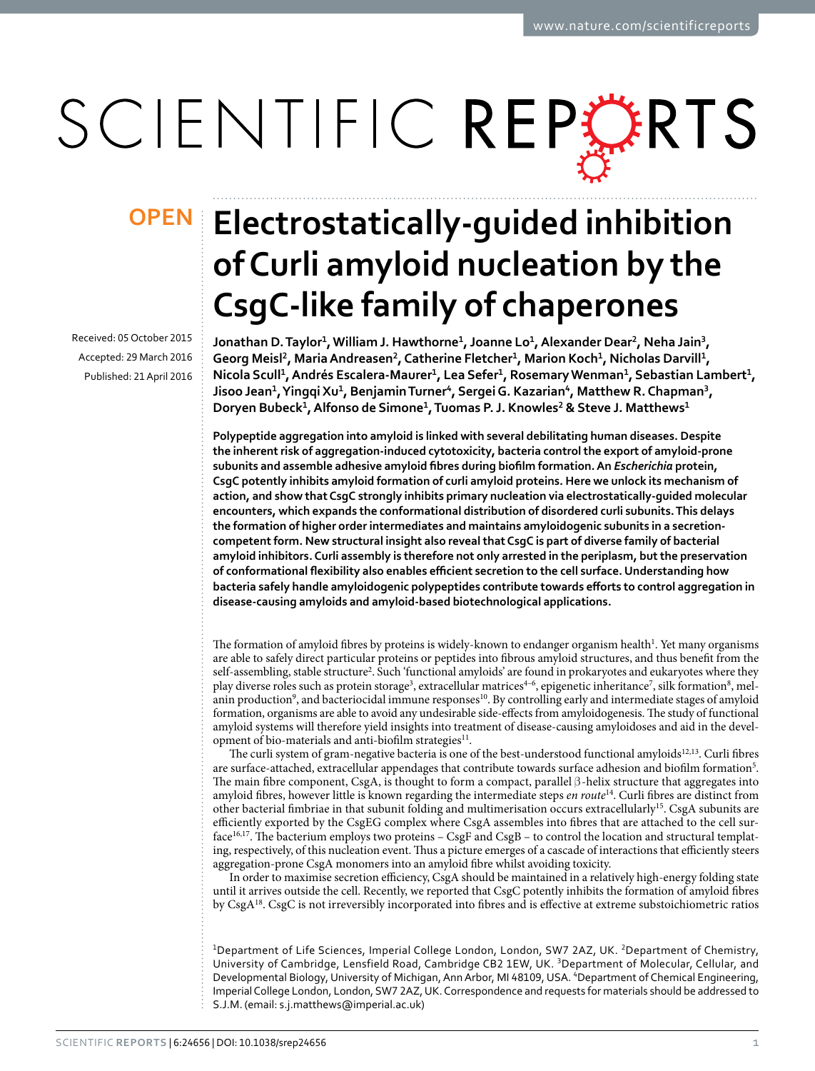# Electrostatically-guided inhibition of Curli amyloid nucleation by the CsgC-like family of chaperones

OPEN

Received: 05 October 2015

Accepted: 29 March 2016

Published: 21 April 2016

Jonathan D. Taylor[1], William J. Hawthorne[1], Joanne Lo[1], Alexander Dear[2], Neha Jain[3], Georg Meisl[2], Maria Andreasen[2], Catherine Fletcher[1], Marion Koch[1], Nicholas Darvill[1], Nicola Scull[1], Andrés Escalera-Maurer[1], Lea Sefer[1], Rosemary Wenman[1], Sebastian Lambert[1], Jisoo Jean[1], Yingqi Xu[1], Benjamin Turner[4], Sergei G. Kazarian[4], Matthew R. Chapman[3], Doryen Bubeck[1], Alfonso de Simone[1], Tuomas P. J. Knowles[2] & Steve J. Matthews[1]

**Polypeptide aggregation into amyloid is linked with several debilitating human diseases. Despite the inherent risk of aggregation-induced cytotoxicity, bacteria control the export of amyloid-prone subunits and assemble adhesive amyloid fibres during biofilm formation. An *Escherichia* protein, CsgC potently inhibits amyloid formation of curli amyloid proteins. Here we unlock its mechanism of action, and show that CsgC strongly inhibits primary nucleation via electrostatically-guided molecular encounters, which expands the conformational distribution of disordered curli subunits. This delays the formation of higher order intermediates and maintains amyloidogenic subunits in a secretion-competent form. New structural insight also reveal that CsgC is part of diverse family of bacterial amyloid inhibitors. Curli assembly is therefore not only arrested in the periplasm, but the preservation of conformational flexibility also enables efficient secretion to the cell surface. Understanding how bacteria safely handle amyloidogenic polypeptides contribute towards efforts to control aggregation in disease-causing amyloids and amyloid-based biotechnological applications.**

The formation of amyloid fibres by proteins is widely-known to endanger organism health[1]. Yet many organisms are able to safely direct particular proteins or peptides into fibrous amyloid structures, and thus benefit from the self-assembling, stable structure[2]. Such 'functional amyloids' are found in prokaryotes and eukaryotes where they play diverse roles such as protein storage[3], extracellular matrices[4–6], epigenetic inheritance[7], silk formation[8], melanin production[9], and bacteriocidal immune responses[10]. By controlling early and intermediate stages of amyloid formation, organisms are able to avoid any undesirable side-effects from amyloidogenesis. The study of functional amyloid systems will therefore yield insights into treatment of disease-causing amyloidoses and aid in the development of bio-materials and anti-biofilm strategies[11].

The curli system of gram-negative bacteria is one of the best-understood functional amyloids[12,13]. Curli fibres are surface-attached, extracellular appendages that contribute towards surface adhesion and biofilm formation[5]. The main fibre component, CsgA, is thought to form a compact, parallel β-helix structure that aggregates into amyloid fibres, however little is known regarding the intermediate steps *en route*[14]. Curli fibres are distinct from other bacterial fimbriae in that subunit folding and multimerisation occurs extracellularly[15]. CsgA subunits are efficiently exported by the CsgEG complex where CsgA assembles into fibres that are attached to the cell surface[16,17]. The bacterium employs two proteins – CsgF and CsgB – to control the location and structural templating, respectively, of this nucleation event. Thus a picture emerges of a cascade of interactions that efficiently steers aggregation-prone CsgA monomers into an amyloid fibre whilst avoiding toxicity.

In order to maximise secretion efficiency, CsgA should be maintained in a relatively high-energy folding state until it arrives outside the cell. Recently, we reported that CsgC potently inhibits the formation of amyloid fibres by CsgA[18]. CsgC is not irreversibly incorporated into fibres and is effective at extreme substoichiometric ratios

[1]Department of Life Sciences, Imperial College London, London, SW7 2AZ, UK. [2]Department of Chemistry, University of Cambridge, Lensfield Road, Cambridge CB2 1EW, UK. [3]Department of Molecular, Cellular, and Developmental Biology, University of Michigan, Ann Arbor, MI 48109, USA. [4]Department of Chemical Engineering, Imperial College London, London, SW7 2AZ, UK. Correspondence and requests for materials should be addressed to S.J.M. (email: s.j.matthews@imperial.ac.uk)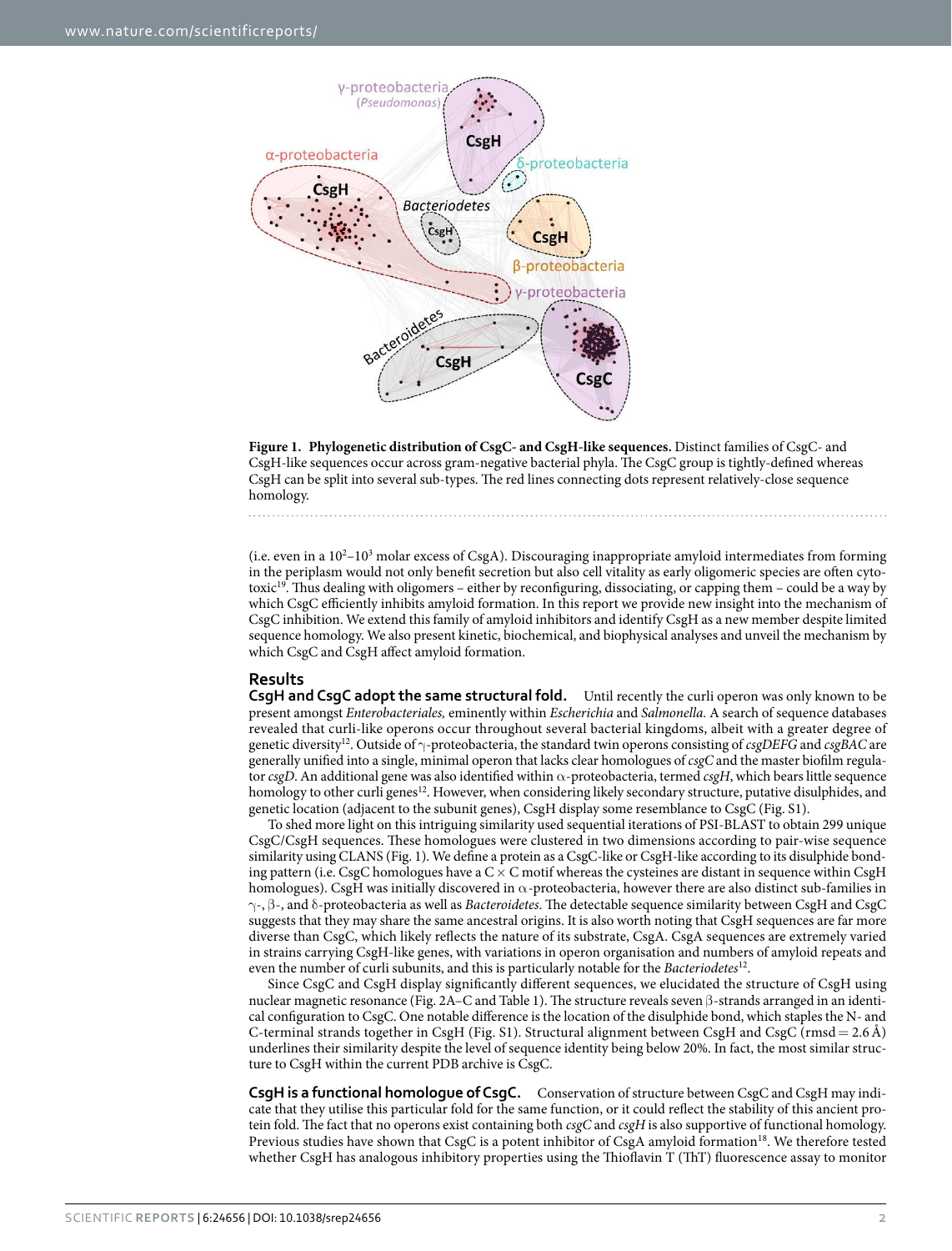**Figure 1. Phylogenetic distribution of CsgC- and CsgH-like sequences.** Distinct families of CsgC- and CsgH-like sequences occur across gram-negative bacterial phyla. The CsgC group is tightly-defined whereas CsgH can be split into several sub-types. The red lines connecting dots represent relatively-close sequence homology.

(i.e. even in a $10^2$–$10^3$ molar excess of CsgA). Discouraging inappropriate amyloid intermediates from forming in the periplasm would not only benefit secretion but also cell vitality as early oligomeric species are often cytotoxic[19]. Thus dealing with oligomers – either by reconfiguring, dissociating, or capping them – could be a way by which CsgC efficiently inhibits amyloid formation. In this report we provide new insight into the mechanism of CsgC inhibition. We extend this family of amyloid inhibitors and identify CsgH as a new member despite limited sequence homology. We also present kinetic, biochemical, and biophysical analyses and unveil the mechanism by which CsgC and CsgH affect amyloid formation.

## Results

**CsgH and CsgC adopt the same structural fold.** Until recently the curli operon was only known to be present amongst *Enterobacteriales,* eminently within *Escherichia* and *Salmonella.* A search of sequence databases revealed that curli-like operons occur throughout several bacterial kingdoms, albeit with a greater degree of genetic diversity[12]. Outside of γ-proteobacteria, the standard twin operons consisting of *csgDEFG* and *csgBAC* are generally unified into a single, minimal operon that lacks clear homologues of *csgC* and the master biofilm regulator *csgD*. An additional gene was also identified within α-proteobacteria, termed *csgH*, which bears little sequence homology to other curli genes[12]. However, when considering likely secondary structure, putative disulphides, and genetic location (adjacent to the subunit genes), CsgH display some resemblance to CsgC (Fig. S1).

To shed more light on this intriguing similarity used sequential iterations of PSI-BLAST to obtain 299 unique CsgC/CsgH sequences. These homologues were clustered in two dimensions according to pair-wise sequence similarity using CLANS (Fig. 1). We define a protein as a CsgC-like or CsgH-like according to its disulphide bonding pattern (i.e. CsgC homologues have a C × C motif whereas the cysteines are distant in sequence within CsgH homologues). CsgH was initially discovered in α-proteobacteria, however there are also distinct sub-families in γ-, β-, and δ-proteobacteria as well as *Bacteriodetes*. The detectable sequence similarity between CsgH and CsgC suggests that they may share the same ancestral origins. It is also worth noting that CsgH sequences are far more diverse than CsgC, which likely reflects the nature of its substrate, CsgA. CsgA sequences are extremely varied in strains carrying CsgH-like genes, with variations in operon organisation and numbers of amyloid repeats and even the number of curli subunits, and this is particularly notable for the *Bacteriodetes*[12].

Since CsgC and CsgH display significantly different sequences, we elucidated the structure of CsgH using nuclear magnetic resonance (Fig. 2A–C and Table 1). The structure reveals seven β-strands arranged in an identical configuration to CsgC. One notable difference is the location of the disulphide bond, which staples the N- and C-terminal strands together in CsgH (Fig. S1). Structural alignment between CsgH and CsgC (rmsd = 2.6 Å) underlines their similarity despite the level of sequence identity being below 20%. In fact, the most similar structure to CsgH within the current PDB archive is CsgC.

**CsgH is a functional homologue of CsgC.** Conservation of structure between CsgC and CsgH may indicate that they utilise this particular fold for the same function, or it could reflect the stability of this ancient protein fold. The fact that no operons exist containing both *csgC* and *csgH* is also supportive of functional homology. Previous studies have shown that CsgC is a potent inhibitor of CsgA amyloid formation[18]. We therefore tested whether CsgH has analogous inhibitory properties using the Thioflavin T (ThT) fluorescence assay to monitor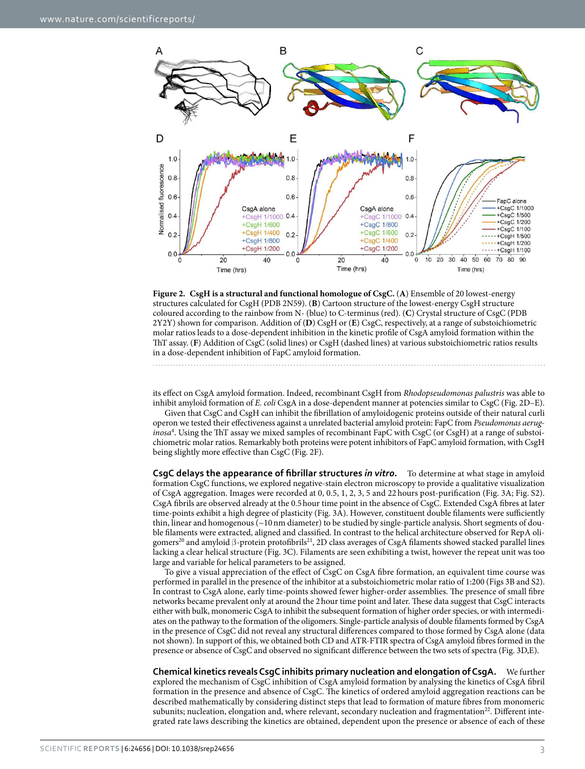**Figure 2. CsgH is a structural and functional homologue of CsgC.** (**A**) Ensemble of 20 lowest-energy structures calculated for CsgH (PDB 2N59). (**B**) Cartoon structure of the lowest-energy CsgH structure coloured according to the rainbow from N- (blue) to C-terminus (red). (**C**) Crystal structure of CsgC (PDB 2Y2Y) shown for comparison. Addition of (**D**) CsgH or (**E**) CsgC, respectively, at a range of substoichiometric molar ratios leads to a dose-dependent inhibition in the kinetic profile of CsgA amyloid formation within the ThT assay. (**F**) Addition of CsgC (solid lines) or CsgH (dashed lines) at various substoichiometric ratios results in a dose-dependent inhibition of FapC amyloid formation.

its effect on CsgA amyloid formation. Indeed, recombinant CsgH from *Rhodopseudomonas palustris* was able to inhibit amyloid formation of *E. coli* CsgA in a dose-dependent manner at potencies similar to CsgC (Fig. 2D–E).

Given that CsgC and CsgH can inhibit the fibrillation of amyloidogenic proteins outside of their natural curli operon we tested their effectiveness against a unrelated bacterial amyloid protein: FapC from *Pseudomonas aeruginosa*[4]. Using the ThT assay we mixed samples of recombinant FapC with CsgC (or CsgH) at a range of substoichiometric molar ratios. Remarkably both proteins were potent inhibitors of FapC amyloid formation, with CsgH being slightly more effective than CsgC (Fig. 2F).

**CsgC delays the appearance of fibrillar structures *in vitro*.** To determine at what stage in amyloid formation CsgC functions, we explored negative-stain electron microscopy to provide a qualitative visualization of CsgA aggregation. Images were recorded at 0, 0.5, 1, 2, 3, 5 and 22 hours post-purification (Fig. 3A; Fig. S2). CsgA fibrils are observed already at the 0.5 hour time point in the absence of CsgC. Extended CsgA fibres at later time-points exhibit a high degree of plasticity (Fig. 3A). However, constituent double filaments were sufficiently thin, linear and homogenous (~10 nm diameter) to be studied by single-particle analysis. Short segments of double filaments were extracted, aligned and classified. In contrast to the helical architecture observed for RepA oligomers[20] and amyloid β-protein protofibrils[21], 2D class averages of CsgA filaments showed stacked parallel lines lacking a clear helical structure (Fig. 3C). Filaments are seen exhibiting a twist, however the repeat unit was too large and variable for helical parameters to be assigned.

To give a visual appreciation of the effect of CsgC on CsgA fibre formation, an equivalent time course was performed in parallel in the presence of the inhibitor at a substoichiometric molar ratio of 1:200 (Figs 3B and S2). In contrast to CsgA alone, early time-points showed fewer higher-order assemblies. The presence of small fibre networks became prevalent only at around the 2 hour time point and later. These data suggest that CsgC interacts either with bulk, monomeric CsgA to inhibit the subsequent formation of higher order species, or with intermediates on the pathway to the formation of the oligomers. Single-particle analysis of double filaments formed by CsgA in the presence of CsgC did not reveal any structural differences compared to those formed by CsgA alone (data not shown). In support of this, we obtained both CD and ATR-FTIR spectra of CsgA amyloid fibres formed in the presence or absence of CsgC and observed no significant difference between the two sets of spectra (Fig. 3D,E).

**Chemical kinetics reveals CsgC inhibits primary nucleation and elongation of CsgA.** We further explored the mechanism of CsgC inhibition of CsgA amyloid formation by analysing the kinetics of CsgA fibril formation in the presence and absence of CsgC. The kinetics of ordered amyloid aggregation reactions can be described mathematically by considering distinct steps that lead to formation of mature fibres from monomeric subunits; nucleation, elongation and, where relevant, secondary nucleation and fragmentation[22]. Different integrated rate laws describing the kinetics are obtained, dependent upon the presence or absence of each of these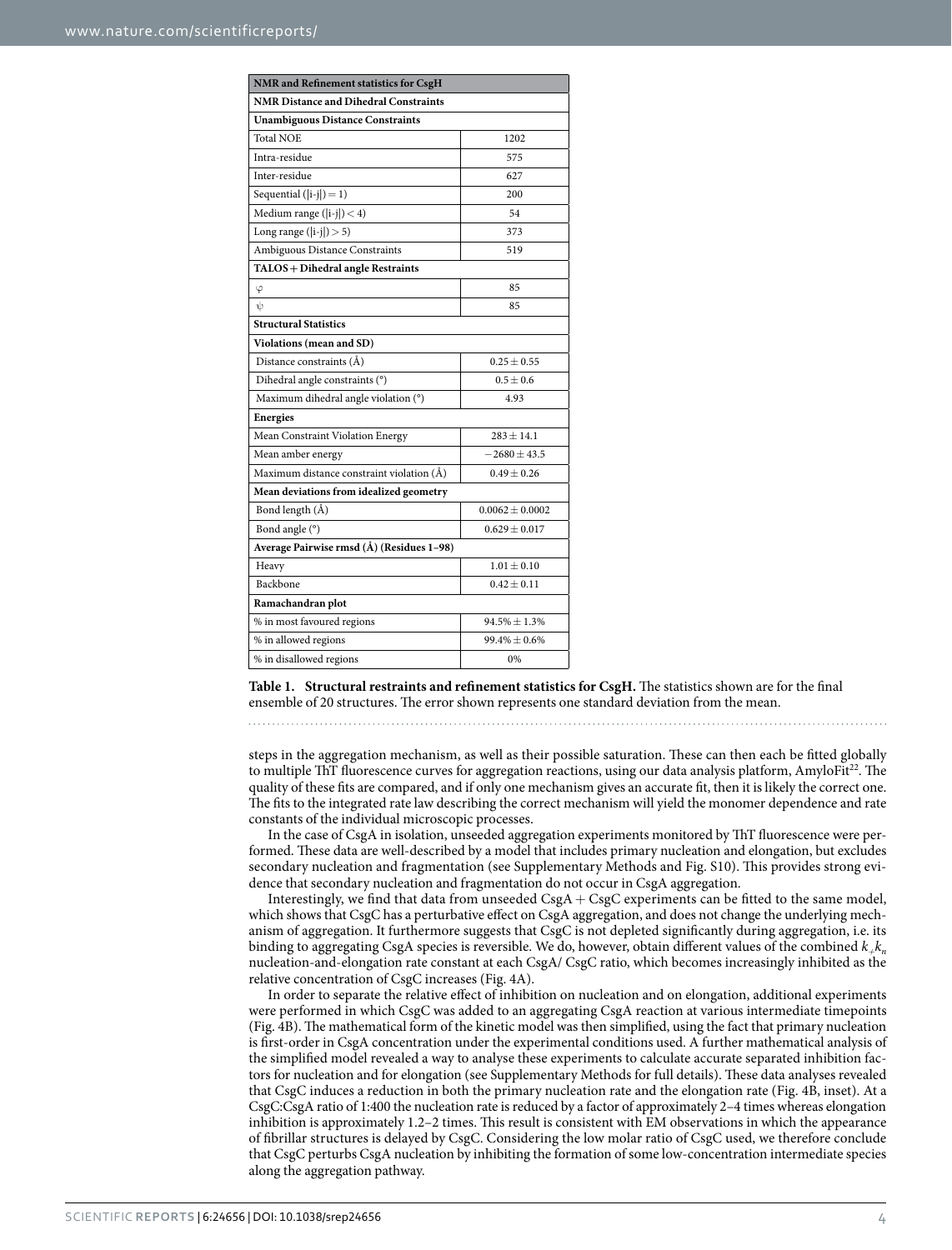| NMR and Refinement statistics for CsgH | |
|---|---|
| **NMR Distance and Dihedral Constraints** | |
| **Unambiguous Distance Constraints** | |
| Total NOE | 1202 |
| Intra-residue | 575 |
| Inter-residue | 627 |
| Sequential (\|i-j\|) = 1) | 200 |
| Medium range (\|i-j\|) < 4) | 54 |
| Long range (\|i-j\|) > 5) | 373 |
| Ambiguous Distance Constraints | 519 |
| **TALOS + Dihedral angle Restraints** | |
| $\varphi$ | 85 |
| $\psi$ | 85 |
| **Structural Statistics** | |
| **Violations (mean and SD)** | |
| Distance constraints (Å) | 0.25 ± 0.55 |
| Dihedral angle constraints (°) | 0.5 ± 0.6 |
| Maximum dihedral angle violation (°) | 4.93 |
| **Energies** | |
| Mean Constraint Violation Energy | 283 ± 14.1 |
| Mean amber energy | −2680 ± 43.5 |
| Maximum distance constraint violation (Å) | 0.49 ± 0.26 |
| **Mean deviations from idealized geometry** | |
| Bond length (Å) | 0.0062 ± 0.0002 |
| Bond angle (°) | 0.629 ± 0.017 |
| **Average Pairwise rmsd (Å) (Residues 1–98)** | |
| Heavy | 1.01 ± 0.10 |
| Backbone | 0.42 ± 0.11 |
| **Ramachandran plot** | |
| % in most favoured regions | 94.5% ± 1.3% |
| % in allowed regions | 99.4% ± 0.6% |
| % in disallowed regions | 0% |

**Table 1. Structural restraints and refinement statistics for CsgH.** The statistics shown are for the final ensemble of 20 structures. The error shown represents one standard deviation from the mean.

steps in the aggregation mechanism, as well as their possible saturation. These can then each be fitted globally to multiple ThT fluorescence curves for aggregation reactions, using our data analysis platform, AmyloFit[22]. The quality of these fits are compared, and if only one mechanism gives an accurate fit, then it is likely the correct one. The fits to the integrated rate law describing the correct mechanism will yield the monomer dependence and rate constants of the individual microscopic processes.

In the case of CsgA in isolation, unseeded aggregation experiments monitored by ThT fluorescence were performed. These data are well-described by a model that includes primary nucleation and elongation, but excludes secondary nucleation and fragmentation (see Supplementary Methods and Fig. S10). This provides strong evidence that secondary nucleation and fragmentation do not occur in CsgA aggregation.

Interestingly, we find that data from unseeded CsgA + CsgC experiments can be fitted to the same model, which shows that CsgC has a perturbative effect on CsgA aggregation, and does not change the underlying mechanism of aggregation. It furthermore suggests that CsgC is not depleted significantly during aggregation, i.e. its binding to aggregating CsgA species is reversible. We do, however, obtain different values of the combined $k_+k_n$ nucleation-and-elongation rate constant at each CsgA/ CsgC ratio, which becomes increasingly inhibited as the relative concentration of CsgC increases (Fig. 4A).

In order to separate the relative effect of inhibition on nucleation and on elongation, additional experiments were performed in which CsgC was added to an aggregating CsgA reaction at various intermediate timepoints (Fig. 4B). The mathematical form of the kinetic model was then simplified, using the fact that primary nucleation is first-order in CsgA concentration under the experimental conditions used. A further mathematical analysis of the simplified model revealed a way to analyse these experiments to calculate accurate separated inhibition factors for nucleation and for elongation (see Supplementary Methods for full details). These data analyses revealed that CsgC induces a reduction in both the primary nucleation rate and the elongation rate (Fig. 4B, inset). At a CsgC:CsgA ratio of 1:400 the nucleation rate is reduced by a factor of approximately 2–4 times whereas elongation inhibition is approximately 1.2–2 times. This result is consistent with EM observations in which the appearance of fibrillar structures is delayed by CsgC. Considering the low molar ratio of CsgC used, we therefore conclude that CsgC perturbs CsgA nucleation by inhibiting the formation of some low-concentration intermediate species along the aggregation pathway.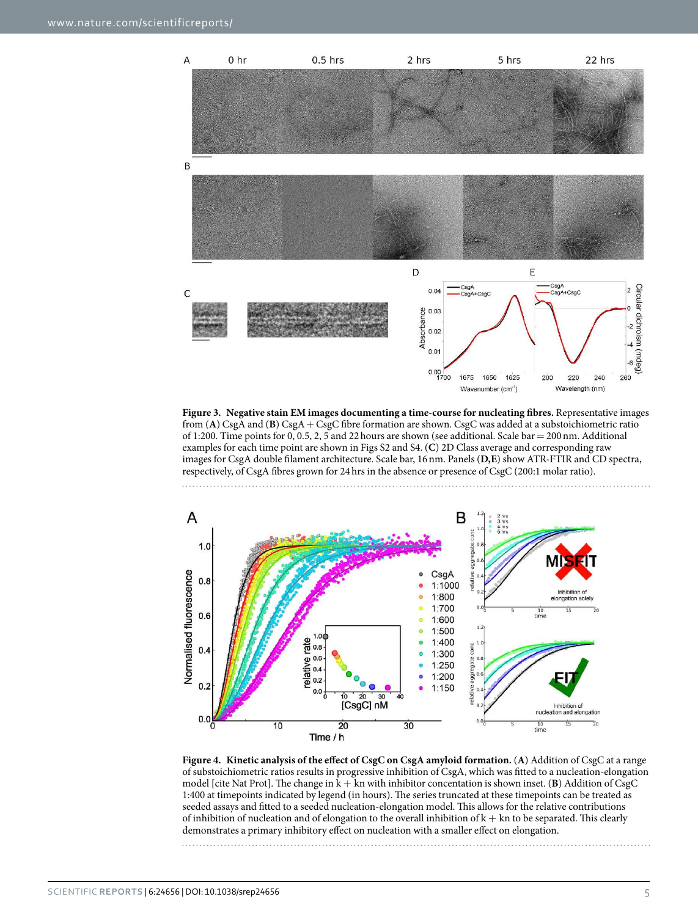**Figure 3. Negative stain EM images documenting a time-course for nucleating fibres.** Representative images from (**A**) CsgA and (**B**) CsgA + CsgC fibre formation are shown. CsgC was added at a substoichiometric ratio of 1:200. Time points for 0, 0.5, 2, 5 and 22 hours are shown (see additional. Scale bar = 200 nm. Additional examples for each time point are shown in Figs S2 and S4. (**C**) 2D Class average and corresponding raw images for CsgA double filament architecture. Scale bar, 16 nm. Panels (**D,E**) show ATR-FTIR and CD spectra, respectively, of CsgA fibres grown for 24 hrs in the absence or presence of CsgC (200:1 molar ratio).

**Figure 4. Kinetic analysis of the effect of CsgC on CsgA amyloid formation.** (**A**) Addition of CsgC at a range of substoichiometric ratios results in progressive inhibition of CsgA, which was fitted to a nucleation-elongation model [cite Nat Prot]. The change in k + kn with inhibitor concentation is shown inset. (**B**) Addition of CsgC 1:400 at timepoints indicated by legend (in hours). The series truncated at these timepoints can be treated as seeded assays and fitted to a seeded nucleation-elongation model. This allows for the relative contributions of inhibition of nucleation and of elongation to the overall inhibition of k + kn to be separated. This clearly demonstrates a primary inhibitory effect on nucleation with a smaller effect on elongation.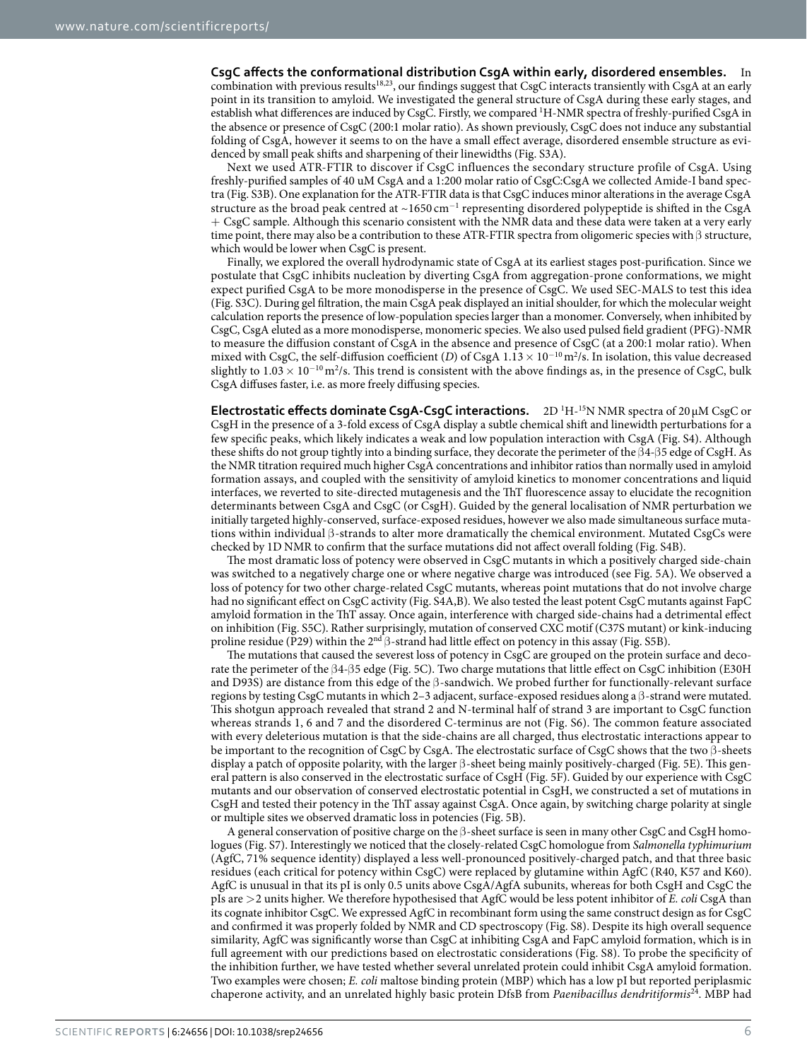**CsgC affects the conformational distribution CsgA within early, disordered ensembles.** In combination with previous results[18,23], our findings suggest that CsgC interacts transiently with CsgA at an early point in its transition to amyloid. We investigated the general structure of CsgA during these early stages, and establish what differences are induced by CsgC. Firstly, we compared $^{1}$H-NMR spectra of freshly-purified CsgA in the absence or presence of CsgC (200:1 molar ratio). As shown previously, CsgC does not induce any substantial folding of CsgA, however it seems to on the have a small effect average, disordered ensemble structure as evidenced by small peak shifts and sharpening of their linewidths (Fig. S3A).

Next we used ATR-FTIR to discover if CsgC influences the secondary structure profile of CsgA. Using freshly-purified samples of 40 uM CsgA and a 1:200 molar ratio of CsgC:CsgA we collected Amide-I band spectra (Fig. S3B). One explanation for the ATR-FTIR data is that CsgC induces minor alterations in the average CsgA structure as the broad peak centred at ~1650 cm$^{-1}$ representing disordered polypeptide is shifted in the CsgA + CsgC sample. Although this scenario consistent with the NMR data and these data were taken at a very early time point, there may also be a contribution to these ATR-FTIR spectra from oligomeric species with β structure, which would be lower when CsgC is present.

Finally, we explored the overall hydrodynamic state of CsgA at its earliest stages post-purification. Since we postulate that CsgC inhibits nucleation by diverting CsgA from aggregation-prone conformations, we might expect purified CsgA to be more monodisperse in the presence of CsgC. We used SEC-MALS to test this idea (Fig. S3C). During gel filtration, the main CsgA peak displayed an initial shoulder, for which the molecular weight calculation reports the presence of low-population species larger than a monomer. Conversely, when inhibited by CsgC, CsgA eluted as a more monodisperse, monomeric species. We also used pulsed field gradient (PFG)-NMR to measure the diffusion constant of CsgA in the absence and presence of CsgC (at a 200:1 molar ratio). When mixed with CsgC, the self-diffusion coefficient (*D*) of CsgA $1.13 \times 10^{-10}$ m$^2$/s. In isolation, this value decreased slightly to $1.03 \times 10^{-10}$ m$^2$/s. This trend is consistent with the above findings as, in the presence of CsgC, bulk CsgA diffuses faster, i.e. as more freely diffusing species.

**Electrostatic effects dominate CsgA-CsgC interactions.** 2D $^{1}$H-$^{15}$N NMR spectra of 20 μM CsgC or CsgH in the presence of a 3-fold excess of CsgA display a subtle chemical shift and linewidth perturbations for a few specific peaks, which likely indicates a weak and low population interaction with CsgA (Fig. S4). Although these shifts do not group tightly into a binding surface, they decorate the perimeter of the β4-β5 edge of CsgH. As the NMR titration required much higher CsgA concentrations and inhibitor ratios than normally used in amyloid formation assays, and coupled with the sensitivity of amyloid kinetics to monomer concentrations and liquid interfaces, we reverted to site-directed mutagenesis and the ThT fluorescence assay to elucidate the recognition determinants between CsgA and CsgC (or CsgH). Guided by the general localisation of NMR perturbation we initially targeted highly-conserved, surface-exposed residues, however we also made simultaneous surface mutations within individual β-strands to alter more dramatically the chemical environment. Mutated CsgCs were checked by 1D NMR to confirm that the surface mutations did not affect overall folding (Fig. S4B).

The most dramatic loss of potency were observed in CsgC mutants in which a positively charged side-chain was switched to a negatively charge one or where negative charge was introduced (see Fig. 5A). We observed a loss of potency for two other charge-related CsgC mutants, whereas point mutations that do not involve charge had no significant effect on CsgC activity (Fig. S4A,B). We also tested the least potent CsgC mutants against FapC amyloid formation in the ThT assay. Once again, interference with charged side-chains had a detrimental effect on inhibition (Fig. S5C). Rather surprisingly, mutation of conserved CXC motif (C37S mutant) or kink-inducing proline residue (P29) within the 2nd β-strand had little effect on potency in this assay (Fig. S5B).

The mutations that caused the severest loss of potency in CsgC are grouped on the protein surface and decorate the perimeter of the β4-β5 edge (Fig. 5C). Two charge mutations that little effect on CsgC inhibition (E30H and D93S) are distance from this edge of the β-sandwich. We probed further for functionally-relevant surface regions by testing CsgC mutants in which 2–3 adjacent, surface-exposed residues along a β-strand were mutated. This shotgun approach revealed that strand 2 and N-terminal half of strand 3 are important to CsgC function whereas strands 1, 6 and 7 and the disordered C-terminus are not (Fig. S6). The common feature associated with every deleterious mutation is that the side-chains are all charged, thus electrostatic interactions appear to be important to the recognition of CsgC by CsgA. The electrostatic surface of CsgC shows that the two β-sheets display a patch of opposite polarity, with the larger β-sheet being mainly positively-charged (Fig. 5E). This general pattern is also conserved in the electrostatic surface of CsgH (Fig. 5F). Guided by our experience with CsgC mutants and our observation of conserved electrostatic potential in CsgH, we constructed a set of mutations in CsgH and tested their potency in the ThT assay against CsgA. Once again, by switching charge polarity at single or multiple sites we observed dramatic loss in potencies (Fig. 5B).

A general conservation of positive charge on the β-sheet surface is seen in many other CsgC and CsgH homologues (Fig. S7). Interestingly we noticed that the closely-related CsgC homologue from *Salmonella typhimurium* (AgfC, 71% sequence identity) displayed a less well-pronounced positively-charged patch, and that three basic residues (each critical for potency within CsgC) were replaced by glutamine within AgfC (R40, K57 and K60). AgfC is unusual in that its pI is only 0.5 units above CsgA/AgfA subunits, whereas for both CsgH and CsgC the pIs are >2 units higher. We therefore hypothesised that AgfC would be less potent inhibitor of *E. coli* CsgA than its cognate inhibitor CsgC. We expressed AgfC in recombinant form using the same construct design as for CsgC and confirmed it was properly folded by NMR and CD spectroscopy (Fig. S8). Despite its high overall sequence similarity, AgfC was significantly worse than CsgC at inhibiting CsgA and FapC amyloid formation, which is in full agreement with our predictions based on electrostatic considerations (Fig. S8). To probe the specificity of the inhibition further, we have tested whether several unrelated protein could inhibit CsgA amyloid formation. Two examples were chosen; *E. coli* maltose binding protein (MBP) which has a low pI but reported periplasmic chaperone activity, and an unrelated highly basic protein DfsB from *Paenibacillus dendritiformis*[24]. MBP had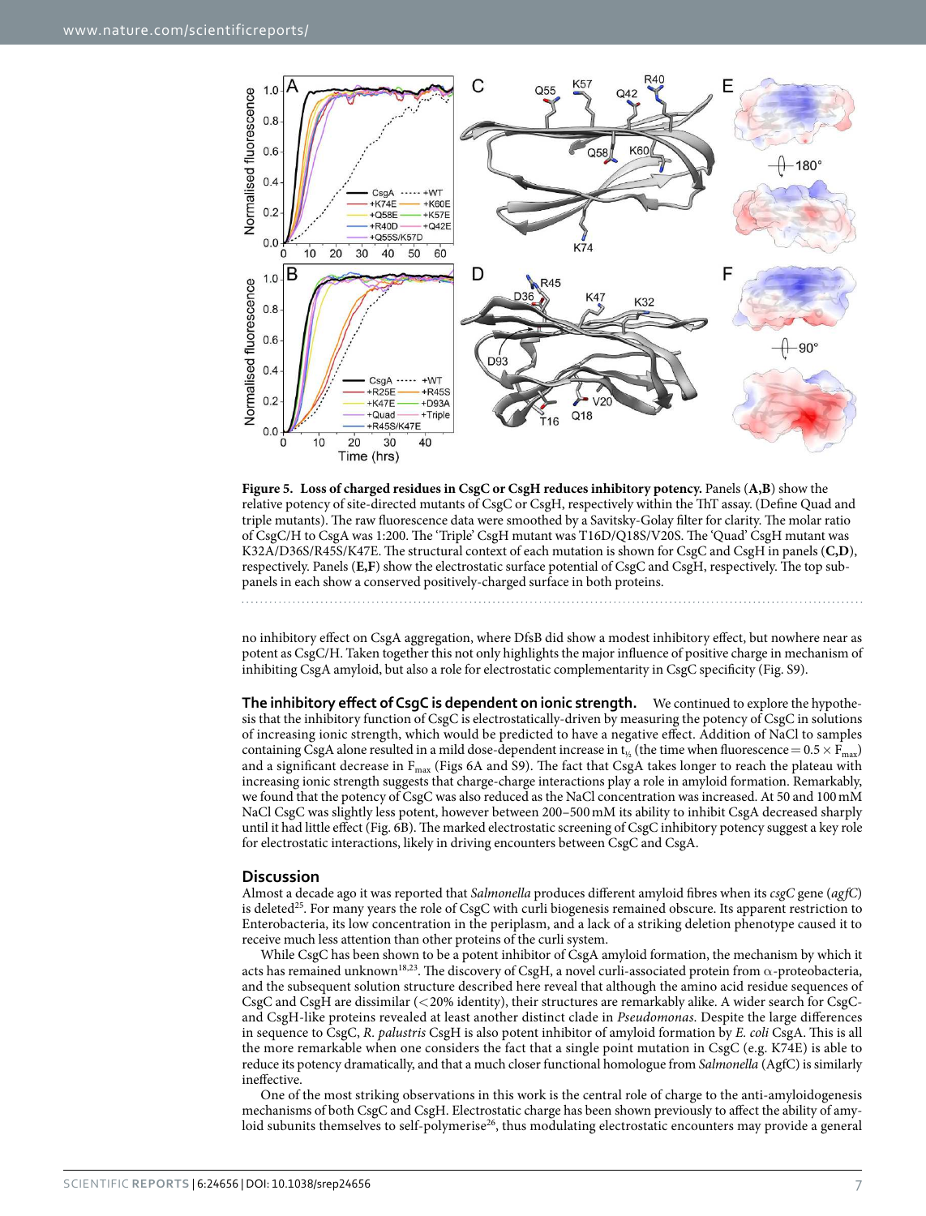**Figure 5. Loss of charged residues in CsgC or CsgH reduces inhibitory potency.** Panels (**A,B**) show the relative potency of site-directed mutants of CsgC or CsgH, respectively within the ThT assay. (Define Quad and triple mutants). The raw fluorescence data were smoothed by a Savitsky-Golay filter for clarity. The molar ratio of CsgC/H to CsgA was 1:200. The 'Triple' CsgH mutant was T16D/Q18S/V20S. The 'Quad' CsgH mutant was K32A/D36S/R45S/K47E. The structural context of each mutation is shown for CsgC and CsgH in panels (**C,D**), respectively. Panels (**E,F**) show the electrostatic surface potential of CsgC and CsgH, respectively. The top sub-panels in each show a conserved positively-charged surface in both proteins.

no inhibitory effect on CsgA aggregation, where DfsB did show a modest inhibitory effect, but nowhere near as potent as CsgC/H. Taken together this not only highlights the major influence of positive charge in mechanism of inhibiting CsgA amyloid, but also a role for electrostatic complementarity in CsgC specificity (Fig. S9).

**The inhibitory effect of CsgC is dependent on ionic strength.** We continued to explore the hypothesis that the inhibitory function of CsgC is electrostatically-driven by measuring the potency of CsgC in solutions of increasing ionic strength, which would be predicted to have a negative effect. Addition of NaCl to samples containing CsgA alone resulted in a mild dose-dependent increase in $t_{½}$ (the time when fluorescence = $0.5 \times F_{max}$) and a significant decrease in $F_{max}$ (Figs 6A and S9). The fact that CsgA takes longer to reach the plateau with increasing ionic strength suggests that charge-charge interactions play a role in amyloid formation. Remarkably, we found that the potency of CsgC was also reduced as the NaCl concentration was increased. At 50 and 100 mM NaCl CsgC was slightly less potent, however between 200–500 mM its ability to inhibit CsgA decreased sharply until it had little effect (Fig. 6B). The marked electrostatic screening of CsgC inhibitory potency suggest a key role for electrostatic interactions, likely in driving encounters between CsgC and CsgA.

## Discussion

Almost a decade ago it was reported that *Salmonella* produces different amyloid fibres when its *csgC* gene (*agfC*) is deleted[25]. For many years the role of CsgC with curli biogenesis remained obscure. Its apparent restriction to Enterobacteria, its low concentration in the periplasm, and a lack of a striking deletion phenotype caused it to receive much less attention than other proteins of the curli system.

While CsgC has been shown to be a potent inhibitor of CsgA amyloid formation, the mechanism by which it acts has remained unknown[18,23]. The discovery of CsgH, a novel curli-associated protein from α-proteobacteria, and the subsequent solution structure described here reveal that although the amino acid residue sequences of CsgC and CsgH are dissimilar (<20% identity), their structures are remarkably alike. A wider search for CsgC- and CsgH-like proteins revealed at least another distinct clade in *Pseudomonas*. Despite the large differences in sequence to CsgC, *R. palustris* CsgH is also potent inhibitor of amyloid formation by *E. coli* CsgA. This is all the more remarkable when one considers the fact that a single point mutation in CsgC (e.g. K74E) is able to reduce its potency dramatically, and that a much closer functional homologue from *Salmonella* (AgfC) is similarly ineffective.

One of the most striking observations in this work is the central role of charge to the anti-amyloidogenesis mechanisms of both CsgC and CsgH. Electrostatic charge has been shown previously to affect the ability of amyloid subunits themselves to self-polymerise[26], thus modulating electrostatic encounters may provide a general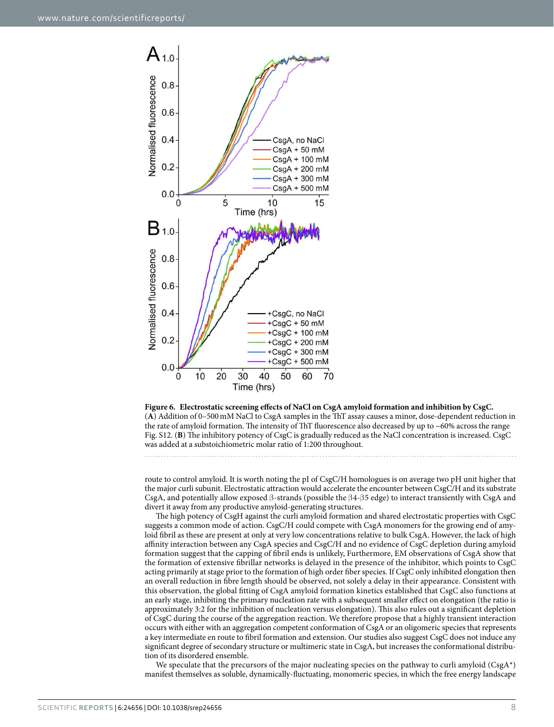A

1.0
0.8
0.6
0.4
0.2
0.0

Normalised fluorescence

0
5
10
15

Time (hrs)

CsgA, no NaCl
CsgA + 50 mM
CsgA + 100 mM
CsgA + 200 mM
CsgA + 300 mM
CsgA + 500 mM

B

1.0
0.8
0.6
0.4
0.2
0.0

Normalised fluorescence

0
10
20
30
40
50
60
70

Time (hrs)

+CsgC, no NaCl
+CsgC + 50 mM
+CsgC + 100 mM
+CsgC + 200 mM
+CsgC + 300 mM
+CsgC + 500 mM

**Figure 6. Electrostatic screening effects of NaCl on CsgA amyloid formation and inhibition by CsgC.** (**A**) Addition of 0–500 mM NaCl to CsgA samples in the ThT assay causes a minor, dose-dependent reduction in the rate of amyloid formation. The intensity of ThT fluorescence also decreased by up to ~60% across the range Fig. S12. (**B**) The inhibitory potency of CsgC is gradually reduced as the NaCl concentration is increased. CsgC was added at a substoichiometric molar ratio of 1:200 throughout.

route to control amyloid. It is worth noting the pI of CsgC/H homologues is on average two pH unit higher that the major curli subunit. Electrostatic attraction would accelerate the encounter between CsgC/H and its substrate CsgA, and potentially allow exposed β-strands (possible the β4-β5 edge) to interact transiently with CsgA and divert it away from any productive amyloid-generating structures.

The high potency of CsgH against the curli amyloid formation and shared electrostatic properties with CsgC suggests a common mode of action. CsgC/H could compete with CsgA monomers for the growing end of amyloid fibril as these are present at only at very low concentrations relative to bulk CsgA. However, the lack of high affinity interaction between any CsgA species and CsgC/H and no evidence of CsgC depletion during amyloid formation suggest that the capping of fibril ends is unlikely, Furthermore, EM observations of CsgA show that the formation of extensive fibrillar networks is delayed in the presence of the inhibitor, which points to CsgC acting primarily at stage prior to the formation of high order fiber species. If CsgC only inhibited elongation then an overall reduction in fibre length should be observed, not solely a delay in their appearance. Consistent with this observation, the global fitting of CsgA amyloid formation kinetics established that CsgC also functions at an early stage, inhibiting the primary nucleation rate with a subsequent smaller effect on elongation (the ratio is approximately 3:2 for the inhibition of nucleation versus elongation). This also rules out a significant depletion of CsgC during the course of the aggregation reaction. We therefore propose that a highly transient interaction occurs with either with an aggregation competent conformation of CsgA or an oligomeric species that represents a key intermediate en route to fibril formation and extension. Our studies also suggest CsgC does not induce any significant degree of secondary structure or multimeric state in CsgA, but increases the conformational distribution of its disordered ensemble.

We speculate that the precursors of the major nucleating species on the pathway to curli amyloid (CsgA*) manifest themselves as soluble, dynamically-fluctuating, monomeric species, in which the free energy landscape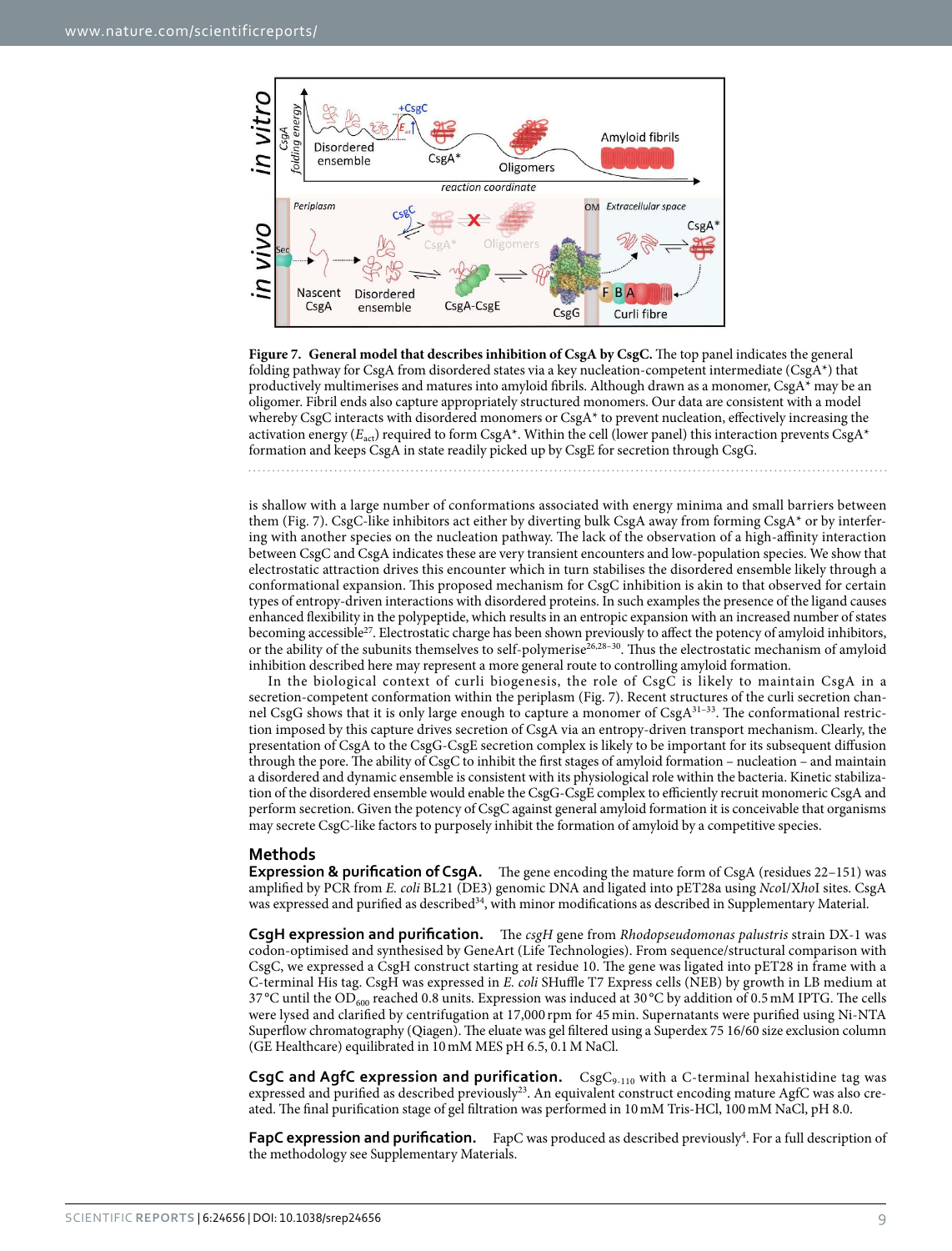**Figure 7. General model that describes inhibition of CsgA by CsgC.** The top panel indicates the general folding pathway for CsgA from disordered states via a key nucleation-competent intermediate (CsgA*) that productively multimerises and matures into amyloid fibrils. Although drawn as a monomer, CsgA* may be an oligomer. Fibril ends also capture appropriately structured monomers. Our data are consistent with a model whereby CsgC interacts with disordered monomers or CsgA* to prevent nucleation, effectively increasing the activation energy ($E_{act}$) required to form CsgA*. Within the cell (lower panel) this interaction prevents CsgA* formation and keeps CsgA in state readily picked up by CsgE for secretion through CsgG.

is shallow with a large number of conformations associated with energy minima and small barriers between them (Fig. 7). CsgC-like inhibitors act either by diverting bulk CsgA away from forming CsgA* or by interfering with another species on the nucleation pathway. The lack of the observation of a high-affinity interaction between CsgC and CsgA indicates these are very transient encounters and low-population species. We show that electrostatic attraction drives this encounter which in turn stabilises the disordered ensemble likely through a conformational expansion. This proposed mechanism for CsgC inhibition is akin to that observed for certain types of entropy-driven interactions with disordered proteins. In such examples the presence of the ligand causes enhanced flexibility in the polypeptide, which results in an entropic expansion with an increased number of states becoming accessible[27]. Electrostatic charge has been shown previously to affect the potency of amyloid inhibitors, or the ability of the subunits themselves to self-polymerise[26,28–30]. Thus the electrostatic mechanism of amyloid inhibition described here may represent a more general route to controlling amyloid formation.

In the biological context of curli biogenesis, the role of CsgC is likely to maintain CsgA in a secretion-competent conformation within the periplasm (Fig. 7). Recent structures of the curli secretion channel CsgG shows that it is only large enough to capture a monomer of CsgA[31–33]. The conformational restriction imposed by this capture drives secretion of CsgA via an entropy-driven transport mechanism. Clearly, the presentation of CsgA to the CsgG-CsgE secretion complex is likely to be important for its subsequent diffusion through the pore. The ability of CsgC to inhibit the first stages of amyloid formation – nucleation – and maintain a disordered and dynamic ensemble is consistent with its physiological role within the bacteria. Kinetic stabilization of the disordered ensemble would enable the CsgG-CsgE complex to efficiently recruit monomeric CsgA and perform secretion. Given the potency of CsgC against general amyloid formation it is conceivable that organisms may secrete CsgC-like factors to purposely inhibit the formation of amyloid by a competitive species.

## Methods

**Expression & purification of CsgA.** The gene encoding the mature form of CsgA (residues 22–151) was amplified by PCR from *E. coli* BL21 (DE3) genomic DNA and ligated into pET28a using *Nco*I/*Xho*I sites. CsgA was expressed and purified as described[34], with minor modifications as described in Supplementary Material.

**CsgH expression and purification.** The *csgH* gene from *Rhodopseudomonas palustris* strain DX-1 was codon-optimised and synthesised by GeneArt (Life Technologies). From sequence/structural comparison with CsgC, we expressed a CsgH construct starting at residue 10. The gene was ligated into pET28 in frame with a C-terminal His tag. CsgH was expressed in *E. coli* SHuffle T7 Express cells (NEB) by growth in LB medium at 37 °C until the $OD_{600}$ reached 0.8 units. Expression was induced at 30 °C by addition of 0.5 mM IPTG. The cells were lysed and clarified by centrifugation at 17,000 rpm for 45 min. Supernatants were purified using Ni-NTA Superflow chromatography (Qiagen). The eluate was gel filtered using a Superdex 75 16/60 size exclusion column (GE Healthcare) equilibrated in 10 mM MES pH 6.5, 0.1 M NaCl.

**CsgC and AgfC expression and purification.** $CsgC_{9-110}$ with a C-terminal hexahistidine tag was expressed and purified as described previously[23]. An equivalent construct encoding mature AgfC was also created. The final purification stage of gel filtration was performed in 10 mM Tris-HCl, 100 mM NaCl, pH 8.0.

**FapC expression and purification.** FapC was produced as described previously[4]. For a full description of the methodology see Supplementary Materials.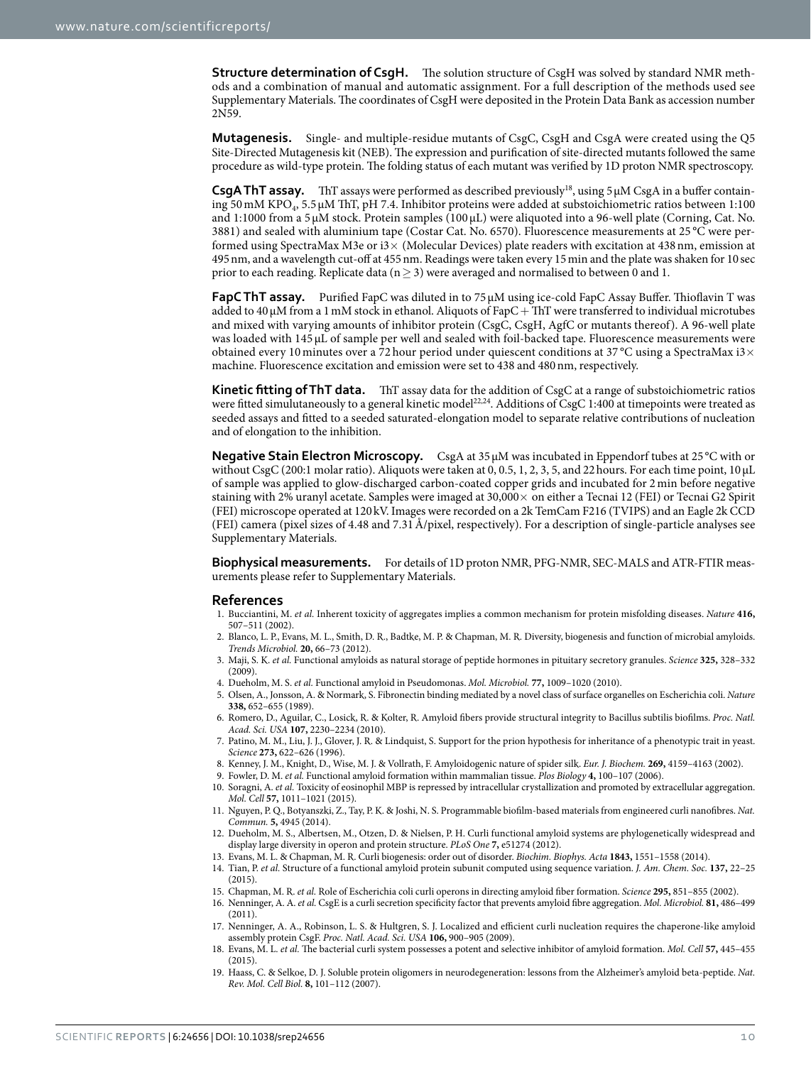**Structure determination of CsgH.** The solution structure of CsgH was solved by standard NMR methods and a combination of manual and automatic assignment. For a full description of the methods used see Supplementary Materials. The coordinates of CsgH were deposited in the Protein Data Bank as accession number 2N59.

**Mutagenesis.** Single- and multiple-residue mutants of CsgC, CsgH and CsgA were created using the Q5 Site-Directed Mutagenesis kit (NEB). The expression and purification of site-directed mutants followed the same procedure as wild-type protein. The folding status of each mutant was verified by 1D proton NMR spectroscopy.

**CsgA ThT assay.** ThT assays were performed as described previously[18], using 5 μM CsgA in a buffer containing 50 mM $KPO_4$, 5.5 μM ThT, pH 7.4. Inhibitor proteins were added at substoichiometric ratios between 1:100 and 1:1000 from a 5 μM stock. Protein samples (100 μL) were aliquoted into a 96-well plate (Corning, Cat. No. 3881) and sealed with aluminium tape (Costar Cat. No. 6570). Fluorescence measurements at 25 °C were performed using SpectraMax M3e or i3× (Molecular Devices) plate readers with excitation at 438 nm, emission at 495 nm, and a wavelength cut-off at 455 nm. Readings were taken every 15 min and the plate was shaken for 10 sec prior to each reading. Replicate data ($n \geq 3$) were averaged and normalised to between 0 and 1.

**FapC ThT assay.** Purified FapC was diluted in to 75 μM using ice-cold FapC Assay Buffer. Thioflavin T was added to 40 μM from a 1 mM stock in ethanol. Aliquots of FapC + ThT were transferred to individual microtubes and mixed with varying amounts of inhibitor protein (CsgC, CsgH, AgfC or mutants thereof). A 96-well plate was loaded with 145 μL of sample per well and sealed with foil-backed tape. Fluorescence measurements were obtained every 10 minutes over a 72 hour period under quiescent conditions at 37 °C using a SpectraMax i3× machine. Fluorescence excitation and emission were set to 438 and 480 nm, respectively.

**Kinetic fitting of ThT data.** ThT assay data for the addition of CsgC at a range of substoichiometric ratios were fitted simultaneously to a general kinetic model[22,24]. Additions of CsgC 1:400 at timepoints were treated as seeded assays and fitted to a seeded saturated-elongation model to separate relative contributions of nucleation and of elongation to the inhibition.

**Negative Stain Electron Microscopy.** CsgA at 35 μM was incubated in Eppendorf tubes at 25 °C with or without CsgC (200:1 molar ratio). Aliquots were taken at 0, 0.5, 1, 2, 3, 5, and 22 hours. For each time point, 10 μL of sample was applied to glow-discharged carbon-coated copper grids and incubated for 2 min before negative staining with 2% uranyl acetate. Samples were imaged at 30,000× on either a Tecnai 12 (FEI) or Tecnai G2 Spirit (FEI) microscope operated at 120 kV. Images were recorded on a 2k TemCam F216 (TVIPS) and an Eagle 2k CCD (FEI) camera (pixel sizes of 4.48 and 7.31 Å/pixel, respectively). For a description of single-particle analyses see Supplementary Materials.

**Biophysical measurements.** For details of 1D proton NMR, PFG-NMR, SEC-MALS and ATR-FTIR measurements please refer to Supplementary Materials.

## References

1. Bucciantini, M. *et al.* Inherent toxicity of aggregates implies a common mechanism for protein misfolding diseases. *Nature* **416,** 507–511 (2002).
2. Blanco, L. P., Evans, M. L., Smith, D. R., Badtke, M. P. & Chapman, M. R. Diversity, biogenesis and function of microbial amyloids. *Trends Microbiol.* **20,** 66–73 (2012).
3. Maji, S. K. *et al.* Functional amyloids as natural storage of peptide hormones in pituitary secretory granules. *Science* **325,** 328–332 (2009).
4. Dueholm, M. S. *et al.* Functional amyloid in Pseudomonas. *Mol. Microbiol.* **77,** 1009–1020 (2010).
5. Olsen, A., Jonsson, A. & Normark, S. Fibronectin binding mediated by a novel class of surface organelles on Escherichia coli. *Nature* **338,** 652–655 (1989).
6. Romero, D., Aguilar, C., Losick, R. & Kolter, R. Amyloid fibers provide structural integrity to Bacillus subtilis biofilms. *Proc. Natl. Acad. Sci. USA* **107,** 2230–2234 (2010).
7. Patino, M. M., Liu, J. J., Glover, J. R. & Lindquist, S. Support for the prion hypothesis for inheritance of a phenotypic trait in yeast. *Science* **273,** 622–626 (1996).
8. Kenney, J. M., Knight, D., Wise, M. J. & Vollrath, F. Amyloidogenic nature of spider silk. *Eur. J. Biochem.* **269,** 4159–4163 (2002).
9. Fowler, D. M. *et al.* Functional amyloid formation within mammalian tissue. *Plos Biology* **4,** 100–107 (2006).
10. Soragni, A. *et al.* Toxicity of eosinophil MBP is repressed by intracellular crystallization and promoted by extracellular aggregation. *Mol. Cell* **57,** 1011–1021 (2015).
11. Nguyen, P. Q., Botyanszki, Z., Tay, P. K. & Joshi, N. S. Programmable biofilm-based materials from engineered curli nanofibres. *Nat. Commun.* **5,** 4945 (2014).
12. Dueholm, M. S., Albertsen, M., Otzen, D. & Nielsen, P. H. Curli functional amyloid systems are phylogenetically widespread and display large diversity in operon and protein structure. *PLoS One* **7,** e51274 (2012).
13. Evans, M. L. & Chapman, M. R. Curli biogenesis: order out of disorder. *Biochim. Biophys. Acta* **1843,** 1551–1558 (2014).
14. Tian, P. *et al.* Structure of a functional amyloid protein subunit computed using sequence variation. *J. Am. Chem. Soc.* **137,** 22–25 (2015).
15. Chapman, M. R. *et al.* Role of Escherichia coli curli operons in directing amyloid fiber formation. *Science* **295,** 851–855 (2002).
16. Nenninger, A. A. *et al.* CsgE is a curli secretion specificity factor that prevents amyloid fibre aggregation. *Mol. Microbiol.* **81,** 486–499 (2011).
17. Nenninger, A. A., Robinson, L. S. & Hultgren, S. J. Localized and efficient curli nucleation requires the chaperone-like amyloid assembly protein CsgF. *Proc. Natl. Acad. Sci. USA* **106,** 900–905 (2009).
18. Evans, M. L. *et al.* The bacterial curli system possesses a potent and selective inhibitor of amyloid formation. *Mol. Cell* **57,** 445–455 (2015).
19. Haass, C. & Selkoe, D. J. Soluble protein oligomers in neurodegeneration: lessons from the Alzheimer's amyloid beta-peptide. *Nat. Rev. Mol. Cell Biol.* **8,** 101–112 (2007).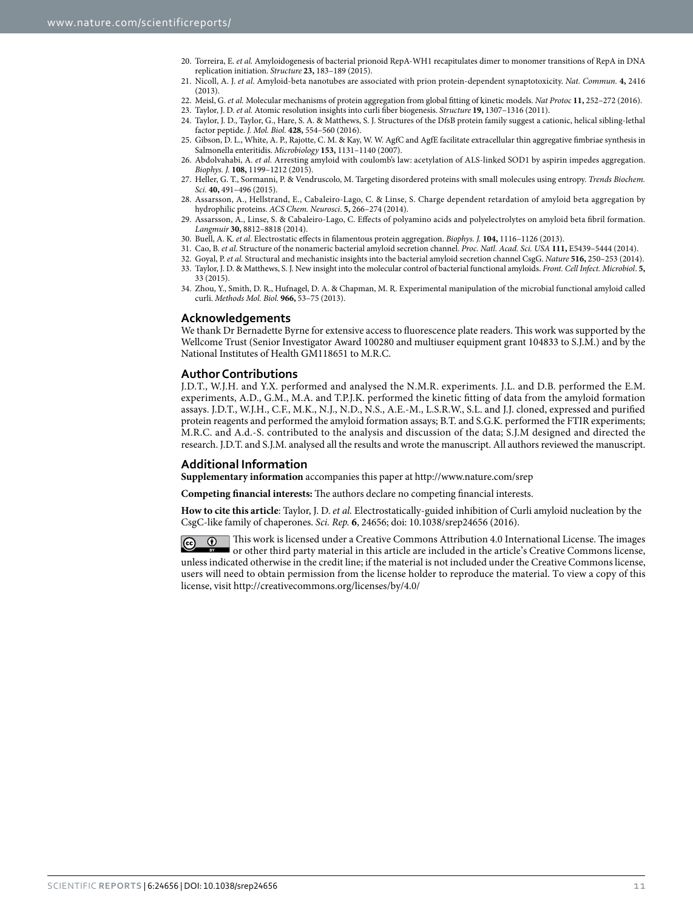20. Torreira, E. *et al.* Amyloidogenesis of bacterial prionoid RepA-WH1 recapitulates dimer to monomer transitions of RepA in DNA replication initiation. *Structure* **23,** 183–189 (2015).
21. Nicoll, A. J. *et al.* Amyloid-beta nanotubes are associated with prion protein-dependent synaptotoxicity. *Nat. Commun.* **4,** 2416 (2013).
22. Meisl, G. *et al.* Molecular mechanisms of protein aggregation from global fitting of kinetic models. *Nat Protoc* **11,** 252–272 (2016).
23. Taylor, J. D. *et al.* Atomic resolution insights into curli fiber biogenesis. *Structure* **19,** 1307–1316 (2011).
24. Taylor, J. D., Taylor, G., Hare, S. A. & Matthews, S. J. Structures of the DfsB protein family suggest a cationic, helical sibling-lethal factor peptide. *J. Mol. Biol.* **428,** 554–560 (2016).
25. Gibson, D. L., White, A. P., Rajotte, C. M. & Kay, W. W. AgfC and AgfE facilitate extracellular thin aggregative fimbriae synthesis in Salmonella enteritidis. *Microbiology* **153,** 1131–1140 (2007).
26. Abdolvahabi, A. *et al.* Arresting amyloid with coulomb's law: acetylation of ALS-linked SOD1 by aspirin impedes aggregation. *Biophys. J.* **108,** 1199–1212 (2015).
27. Heller, G. T., Sormanni, P. & Vendruscolo, M. Targeting disordered proteins with small molecules using entropy. *Trends Biochem. Sci.* **40,** 491–496 (2015).
28. Assarsson, A., Hellstrand, E., Cabaleiro-Lago, C. & Linse, S. Charge dependent retardation of amyloid beta aggregation by hydrophilic proteins. *ACS Chem. Neurosci.* **5,** 266–274 (2014).
29. Assarsson, A., Linse, S. & Cabaleiro-Lago, C. Effects of polyamino acids and polyelectrolytes on amyloid beta fibril formation. *Langmuir* **30,** 8812–8818 (2014).
30. Buell, A. K. *et al.* Electrostatic effects in filamentous protein aggregation. *Biophys. J.* **104,** 1116–1126 (2013).
31. Cao, B. *et al.* Structure of the nonameric bacterial amyloid secretion channel. *Proc. Natl. Acad. Sci. USA* **111,** E5439–5444 (2014).
32. Goyal, P. *et al.* Structural and mechanistic insights into the bacterial amyloid secretion channel CsgG. *Nature* **516,** 250–253 (2014).
33. Taylor, J. D. & Matthews, S. J. New insight into the molecular control of bacterial functional amyloids. *Front. Cell Infect. Microbiol*. **5,** 33 (2015).
34. Zhou, Y., Smith, D. R., Hufnagel, D. A. & Chapman, M. R. Experimental manipulation of the microbial functional amyloid called curli. *Methods Mol. Biol.* **966,** 53–75 (2013).

## Acknowledgements

We thank Dr Bernadette Byrne for extensive access to fluorescence plate readers. This work was supported by the Wellcome Trust (Senior Investigator Award 100280 and multiuser equipment grant 104833 to S.J.M.) and by the National Institutes of Health GM118651 to M.R.C.

## Author Contributions

J.D.T., W.J.H. and Y.X. performed and analysed the N.M.R. experiments. J.L. and D.B. performed the E.M. experiments, A.D., G.M., M.A. and T.P.J.K. performed the kinetic fitting of data from the amyloid formation assays. J.D.T., W.J.H., C.F., M.K., N.J., N.D., N.S., A.E.-M., L.S.R.W., S.L. and J.J. cloned, expressed and purified protein reagents and performed the amyloid formation assays; B.T. and S.G.K. performed the FTIR experiments; M.R.C. and A.d.-S. contributed to the analysis and discussion of the data; S.J.M designed and directed the research. J.D.T. and S.J.M. analysed all the results and wrote the manuscript. All authors reviewed the manuscript.

## Additional Information

**Supplementary information** accompanies this paper at http://www.nature.com/srep

**Competing financial interests:** The authors declare no competing financial interests.

**How to cite this article**: Taylor, J. D. *et al.* Electrostatically-guided inhibition of Curli amyloid nucleation by the CsgC-like family of chaperones. *Sci. Rep.* **6**, 24656; doi: 10.1038/srep24656 (2016).

This work is licensed under a Creative Commons Attribution 4.0 International License. The images or other third party material in this article are included in the article's Creative Commons license, unless indicated otherwise in the credit line; if the material is not included under the Creative Commons license, users will need to obtain permission from the license holder to reproduce the material. To view a copy of this license, visit http://creativecommons.org/licenses/by/4.0/